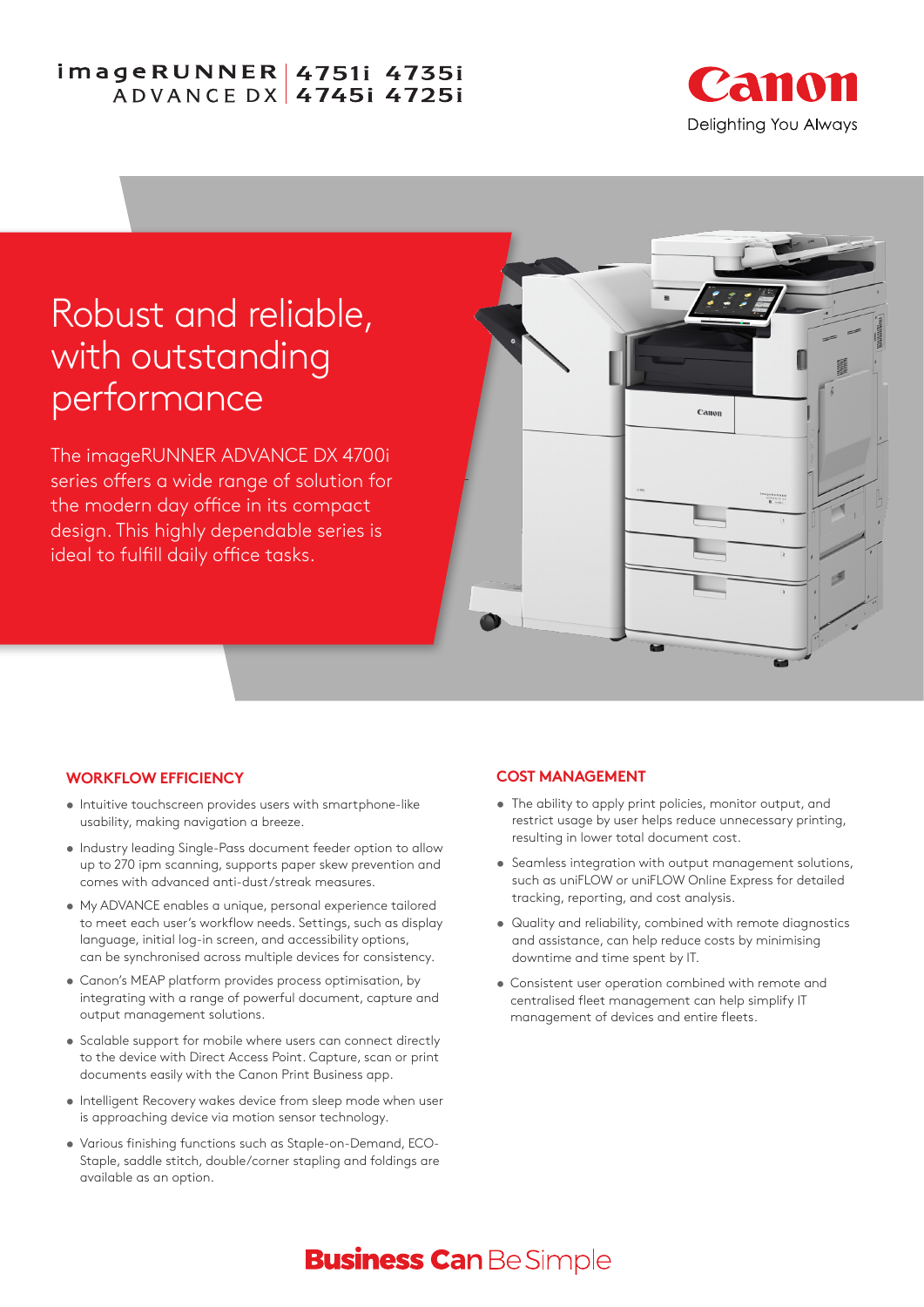imageRUNNER ADVANCE DX 4751i 4735i 4745i 4725i

Canon

Delighting You Always

# Robust and reliable, with outstanding performance

The imageRUNNER ADVANCE DX 4700i series offers a wide range of solution for the modern day office in its compact design. This highly dependable series is ideal to fulfill daily office tasks.

## WORKFLOW EFFICIENCY

- Intuitive touchscreen provides users with smartphone-like usability, making navigation a breeze.
- Industry leading Single-Pass document feeder option to allow up to 270 ipm scanning, supports paper skew prevention and comes with advanced anti-dust/streak measures.
- My ADVANCE enables a unique, personal experience tailored to meet each user's workflow needs. Settings, such as display language, initial log-in screen, and accessibility options, can be synchronised across multiple devices for consistency.
- Canon's MEAP platform provides process optimisation, by integrating with a range of powerful document, capture and output management solutions.
- Scalable support for mobile where users can connect directly to the device with Direct Access Point. Capture, scan or print documents easily with the Canon Print Business app.
- Intelligent Recovery wakes device from sleep mode when user is approaching device via motion sensor technology.
- Various finishing functions such as Staple-on-Demand, ECO-Staple, saddle stitch, double/corner stapling and foldings are available as an option.

## COST MANAGEMENT

- The ability to apply print policies, monitor output, and restrict usage by user helps reduce unnecessary printing, resulting in lower total document cost.
- Seamless integration with output management solutions, such as uniFLOW or uniFLOW Online Express for detailed tracking, reporting, and cost analysis.
- Quality and reliability, combined with remote diagnostics and assistance, can help reduce costs by minimising downtime and time spent by IT.
- Consistent user operation combined with remote and centralised fleet management can help simplify IT management of devices and entire fleets.

**Business Can** Be Simple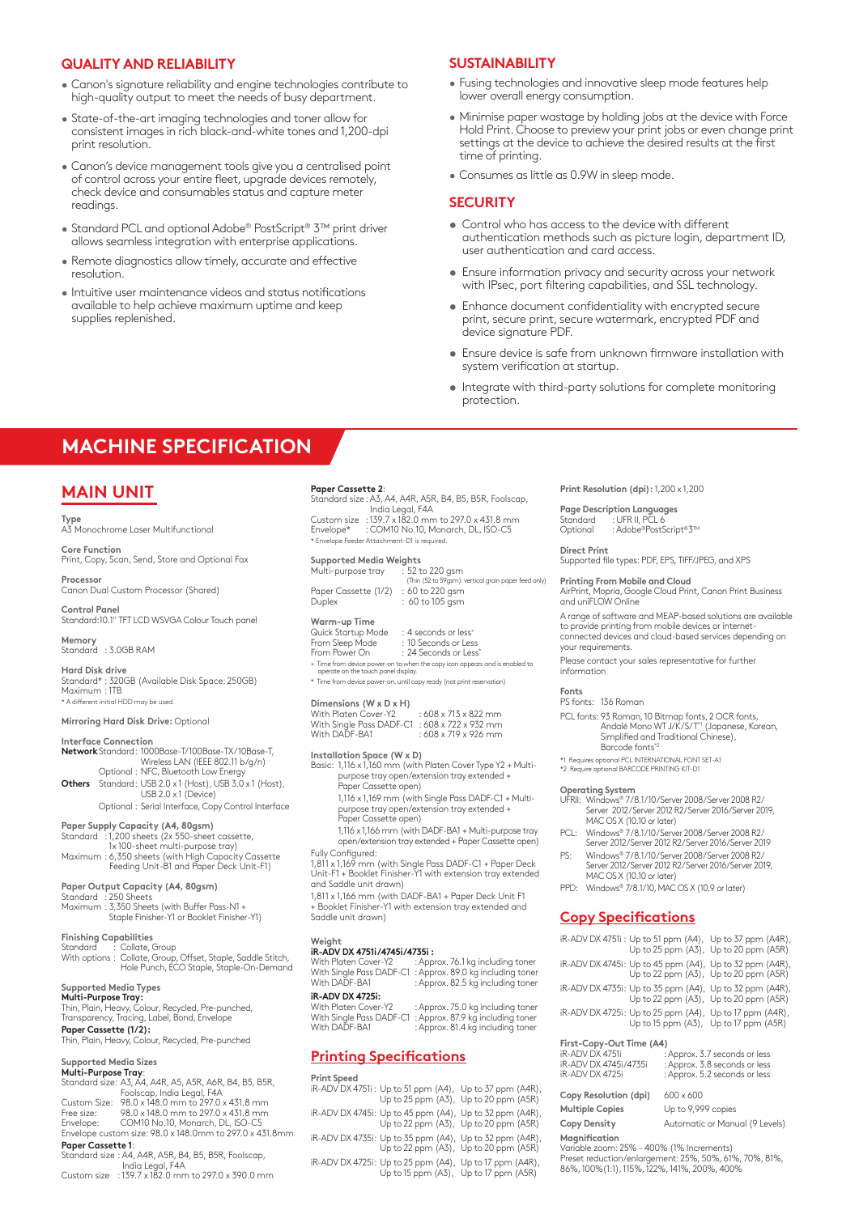## QUALITY AND RELIABILITY

- Canon's signature reliability and engine technologies contribute to high-quality output to meet the needs of busy department.
- State-of-the-art imaging technologies and toner allow for consistent images in rich black-and-white tones and 1,200-dpi print resolution.
- Canon's device management tools give you a centralised point of control across your entire fleet, upgrade devices remotely, check device and consumables status and capture meter readings.
- Standard PCL and optional Adobe® PostScript® 3™ print driver allows seamless integration with enterprise applications.
- Remote diagnostics allow timely, accurate and effective resolution.
- Intuitive user maintenance videos and status notifications available to help achieve maximum uptime and keep supplies replenished.

## SUSTAINABILITY

- Fusing technologies and innovative sleep mode features help lower overall energy consumption.
- Minimise paper wastage by holding jobs at the device with Force Hold Print. Choose to preview your print jobs or even change print settings at the device to achieve the desired results at the first time of printing.
- Consumes as little as 0.9W in sleep mode.

## SECURITY

- Control who has access to the device with different authentication methods such as picture login, department ID, user authentication and card access.
- Ensure information privacy and security across your network with IPsec, port filtering capabilities, and SSL technology.
- Enhance document confidentiality with encrypted secure print, secure print, secure watermark, encrypted PDF and device signature PDF.
- Ensure device is safe from unknown firmware installation with system verification at startup.
- Integrate with third-party solutions for complete monitoring protection.

# MACHINE SPECIFICATION

## MAIN UNIT

**Type**
A3 Monochrome Laser Multifunctional

**Core Function**
Print, Copy, Scan, Send, Store and Optional Fax

**Processor**
Canon Dual Custom Processor (Shared)

**Control Panel**
Standard:10.1" TFT LCD WSVGA Colour Touch panel

**Memory**
Standard : 3.0GB RAM

**Hard Disk drive**
Standard* : 320GB (Available Disk Space: 250GB)
Maximum : 1TB
* A different initial HDD may be used.

**Mirroring Hard Disk Drive:** Optional

**Interface Connection**
**Network** Standard : 1000Base-T/100Base-TX/10Base-T, Wireless LAN (IEEE 802.11 b/g/n)
Optional : NFC, Bluetooth Low Energy
**Others** Standard : USB 2.0 x 1 (Host), USB 3.0 x 1 (Host), USB 2.0 x 1 (Device)
Optional : Serial Interface, Copy Control Interface

**Paper Supply Capacity (A4, 80gsm)**
Standard : 1,200 sheets (2x 550-sheet cassette, 1x 100-sheet multi-purpose tray)
Maximum : 6,350 sheets (with High Capacity Cassette Feeding Unit-B1 and Paper Deck Unit-F1)

**Paper Output Capacity (A4, 80gsm)**
Standard : 250 Sheets
Maximum : 3,350 Sheets (with Buffer Pass-N1 + Staple Finisher-Y1 or Booklet Finisher-Y1)

**Finishing Capabilities**
Standard : Collate, Group
With options : Collate, Group, Offset, Staple, Saddle Stitch, Hole Punch, ECO Staple, Staple-On-Demand

**Supported Media Types**
**Multi-Purpose Tray:**
Thin, Plain, Heavy, Colour, Recycled, Pre-punched, Transparency, Tracing, Label, Bond, Envelope
**Paper Cassette (1/2):**
Thin, Plain, Heavy, Colour, Recycled, Pre-punched

**Supported Media Sizes**
**Multi-Purpose Tray**:
Standard size: A3, A4, A4R, A5, A5R, A6R, B4, B5, B5R, Foolscap, India Legal, F4A
Custom Size: 98.0 x 148.0 mm to 297.0 x 431.8 mm
Free size: 98.0 x 148.0 mm to 297.0 x 431.8 mm
Envelope: COM10 No.10, Monarch, DL, ISO-C5
Envelope custom size: 98.0 x 148.0mm to 297.0 x 431.8mm
**Paper Cassette 1**:
Standard size : A4, A4R, A5R, B4, B5, B5R, Foolscap, India Legal, F4A
Custom size : 139.7 x 182.0 mm to 297.0 x 390.0 mm
**Paper Cassette 2**:
Standard size : A3, A4, A4R, A5R, B4, B5, B5R, Foolscap, India Legal, F4A
Custom size : 139.7 x 182.0 mm to 297.0 x 431.8 mm
Envelope* : COM10 No.10, Monarch, DL, ISO-C5
* Envelope Feeder Attachment-D1 is required.

**Supported Media Weights**
Multi-purpose tray : 52 to 220 gsm (Thin (52 to 59gsm): vertical grain paper feed only)
Paper Cassette (1/2) : 60 to 220 gsm
Duplex : 60 to 105 gsm

**Warm-up Time**
Quick Startup Mode : 4 seconds or less+
From Sleep Mode : 10 Seconds or Less
From Power On : 24 Seconds or Less*
+ Time from device power-on to when the copy icon appears and is enabled to operate on the touch panel display.
* Time from device power-on, until copy ready (not print reservation)

**Dimensions (W x D x H)**
With Platen Cover-Y2 : 608 x 713 x 822 mm
With Single Pass DADF-C1 : 608 x 722 x 932 mm
With DADF-BA1 : 608 x 719 x 926 mm

**Installation Space (W x D)**
Basic: 1,116 x 1,160 mm (with Platen Cover Type Y2 + Multi-purpose tray open/extension tray extended + Paper Cassette open)
1,116 x 1,169 mm (with Single Pass DADF-C1 + Multi-purpose tray open/extension tray extended + Paper Cassette open)
1,116 x 1,166 mm (with DADF-BA1 + Multi-purpose tray open/extension tray extended + Paper Cassette open)
Fully Configured:
1,811 x 1,169 mm (with Single Pass DADF-C1 + Paper Deck Unit-F1 + Booklet Finisher-Y1 with extension tray extended and Saddle unit drawn)
1,811 x 1,166 mm (with DADF-BA1 + Paper Deck Unit F1 + Booklet Finisher-Y1 with extension tray extended and Saddle unit drawn)

**Weight**
**iR-ADV DX 4751i/4745i/4735i :**
With Platen Cover-Y2 : Approx. 76.1 kg including toner
With Single Pass DADF-C1 : Approx. 89.0 kg including toner
With DADF-BA1 : Approx. 82.5 kg including toner
**iR-ADV DX 4725i:**
With Platen Cover-Y2 : Approx. 75.0 kg including toner
With Single Pass DADF-C1 : Approx. 87.9 kg including toner
With DADF-BA1 : Approx. 81.4 kg including toner

## Printing Specifications

**Print Speed**
iR-ADV DX 4751i : Up to 51 ppm (A4), Up to 37 ppm (A4R), Up to 25 ppm (A3), Up to 20 ppm (A5R)
iR-ADV DX 4745i: Up to 45 ppm (A4), Up to 32 ppm (A4R), Up to 22 ppm (A3), Up to 20 ppm (A5R)
iR-ADV DX 4735i: Up to 35 ppm (A4), Up to 32 ppm (A4R), Up to 22 ppm (A3), Up to 20 ppm (A5R)
iR-ADV DX 4725i: Up to 25 ppm (A4), Up to 17 ppm (A4R), Up to 15 ppm (A3), Up to 17 ppm (A5R)

**Print Resolution (dpi):** 1,200 x 1,200

**Page Description Languages**
Standard : UFR II, PCL 6
Optional : Adobe®PostScript®3™

**Direct Print**
Supported file types: PDF, EPS, TIFF/JPEG, and XPS

**Printing From Mobile and Cloud**
AirPrint, Mopria, Google Cloud Print, Canon Print Business and uniFLOW Online

A range of software and MEAP-based solutions are available to provide printing from mobile devices or internet-connected devices and cloud-based services depending on your requirements.

Please contact your sales representative for further information

**Fonts**
PS fonts: 136 Roman
PCL fonts: 93 Roman, 10 Bitmap fonts, 2 OCR fonts, Andalé Mono WT J/K/S/T*1 (Japanese, Korean, Simplified and Traditional Chinese), Barcode fonts*2

*1 Requires optional PCL INTERNATIONAL FONT SET-A1
*2 Require optional BARCODE PRINTING KIT-D1

**Operating System**
UFRII: Windows® 7/8.1/10/Server 2008/Server 2008 R2/ Server 2012/Server 2012 R2/Server 2016/Server 2019, MAC OS X (10.10 or later)
PCL: Windows® 7/8.1/10/Server 2008/Server 2008 R2/ Server 2012/Server 2012 R2/Server 2016/Server 2019
PS: Windows® 7/8.1/10/Server 2008/Server 2008 R2/ Server 2012/Server 2012 R2/Server 2016/Server 2019, MAC OS X (10.10 or later)
PPD: Windows® 7/8.1/10, MAC OS X (10.9 or later)

## Copy Specifications

iR-ADV DX 4751i : Up to 51 ppm (A4), Up to 37 ppm (A4R), Up to 25 ppm (A3), Up to 20 ppm (A5R)
iR-ADV DX 4745i: Up to 45 ppm (A4), Up to 32 ppm (A4R), Up to 22 ppm (A3), Up to 20 ppm (A5R)
iR-ADV DX 4735i: Up to 35 ppm (A4), Up to 32 ppm (A4R), Up to 22 ppm (A3), Up to 20 ppm (A5R)
iR-ADV DX 4725i: Up to 25 ppm (A4), Up to 17 ppm (A4R), Up to 15 ppm (A3), Up to 17 ppm (A5R)

**First-Copy-Out Time (A4)**
iR-ADV DX 4751i : Approx. 3.7 seconds or less
iR-ADV DX 4745i/4735i : Approx. 3.8 seconds or less
iR-ADV DX 4725i : Approx. 5.2 seconds or less

**Copy Resolution (dpi)** 600 x 600
**Multiple Copies** Up to 9,999 copies
**Copy Density** Automatic or Manual (9 Levels)

**Magnification**
Variable zoom: 25% - 400% (1% Increments)
Preset reduction/enlargement: 25%, 50%, 61%, 70%, 81%, 86%, 100%(1:1), 115%, 122%, 141%, 200%, 400%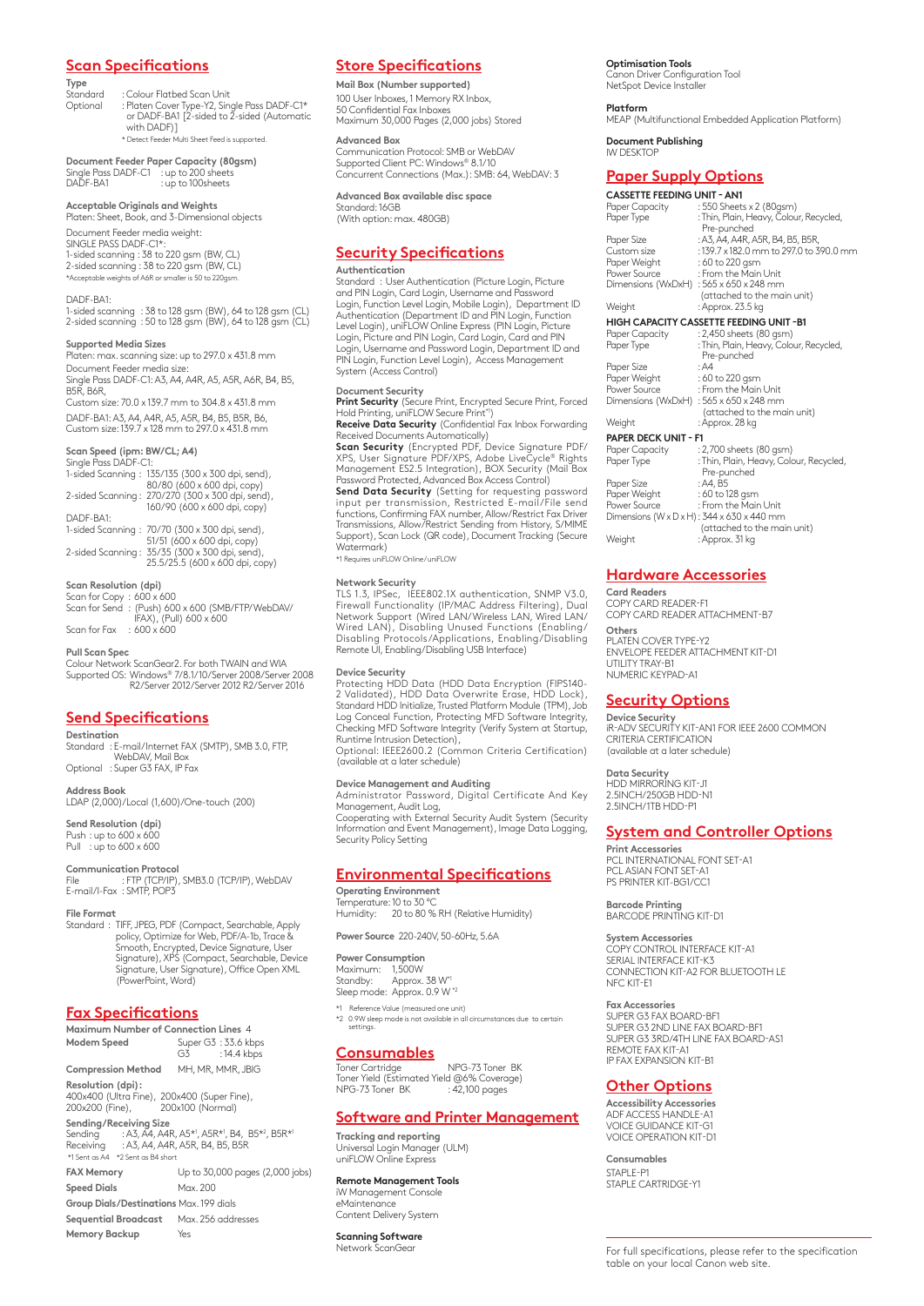## Scan Specifications

**Type**

Standard : Colour Flatbed Scan Unit
Optional : Platen Cover Type-Y2, Single Pass DADF-C1* or DADF-BA1 [2-sided to 2-sided (Automatic with DADF)]

* Detect Feeder Multi Sheet Feed is supported.

**Document Feeder Paper Capacity (80gsm)**

Single Pass DADF-C1 : up to 200 sheets
DADF-BA1 : up to 100sheets

**Acceptable Originals and Weights**

Platen: Sheet, Book, and 3-Dimensional objects

Document Feeder media weight:
SINGLE PASS DADF-C1*:
1-sided scanning : 38 to 220 gsm (BW, CL)
2-sided scanning : 38 to 220 gsm (BW, CL)
*Acceptable weights of A6R or smaller is 50 to 220gsm.

DADF-BA1:
1-sided scanning : 38 to 128 gsm (BW), 64 to 128 gsm (CL)
2-sided scanning : 50 to 128 gsm (BW), 64 to 128 gsm (CL)

**Supported Media Sizes**

Platen: max. scanning size: up to 297.0 x 431.8 mm
Document Feeder media size:
Single Pass DADF-C1: A3, A4, A4R, A5, A5R, A6R, B4, B5, B5R, B6R,
Custom size: 70.0 x 139.7 mm to 304.8 x 431.8 mm

DADF-BA1: A3, A4, A4R, A5, A5R, B4, B5, B5R, B6,
Custom size: 139.7 x 128 mm to 297.0 x 431.8 mm

**Scan Speed (ipm: BW/CL; A4)**

Single Pass DADF-C1:
1-sided Scanning : 135/135 (300 x 300 dpi, send), 80/80 (600 x 600 dpi, copy)
2-sided Scanning : 270/270 (300 x 300 dpi, send), 160/90 (600 x 600 dpi, copy)

DADF-BA1:
1-sided Scanning : 70/70 (300 x 300 dpi, send), 51/51 (600 x 600 dpi, copy)
2-sided Scanning : 35/35 (300 x 300 dpi, send), 25.5/25.5 (600 x 600 dpi, copy)

**Scan Resolution (dpi)**

Scan for Copy : 600 x 600
Scan for Send : (Push) 600 x 600 (SMB/FTP/WebDAV/IFAX), (Pull) 600 x 600
Scan for Fax : 600 x 600

**Pull Scan Spec**

Colour Network ScanGear2. For both TWAIN and WIA
Supported OS: Windows® 7/8.1/10/Server 2008/Server 2008 R2/Server 2012/Server 2012 R2/Server 2016

## Send Specifications

**Destination**

Standard : E-mail/Internet FAX (SMTP), SMB 3.0, FTP, WebDAV, Mail Box
Optional : Super G3 FAX, IP Fax

**Address Book**

LDAP (2,000)/Local (1,600)/One-touch (200)

**Send Resolution (dpi)**

Push : up to 600 x 600
Pull : up to 600 x 600

**Communication Protocol**

File : FTP (TCP/IP), SMB3.0 (TCP/IP), WebDAV
E-mail/I-Fax : SMTP, POP3

**File Format**

Standard : TIFF, JPEG, PDF (Compact, Searchable, Apply policy, Optimize for Web, PDF/A-1b, Trace & Smooth, Encrypted, Device Signature, User Signature), XPS (Compact, Searchable, Device Signature, User Signature), Office Open XML (PowerPoint, Word)

## Fax Specifications

**Maximum Number of Connection Lines** 4

**Modem Speed** Super G3 : 33.6 kbps
G3 : 14.4 kbps

**Compression Method** MH, MR, MMR, JBIG

**Resolution (dpi):**
400x400 (Ultra Fine), 200x400 (Super Fine),
200x200 (Fine), 200x100 (Normal)

**Sending/Receiving Size**
Sending : A3, A4, A4R, A5*[1], A5R*[1], B4, B5*[2], B5R*[1]
Receiving : A3, A4, A4R, A5R, B4, B5, B5R
*1 Sent as A4 *2 Sent as B4 short

**FAX Memory** Up to 30,000 pages (2,000 jobs)

**Speed Dials** Max. 200

**Group Dials/Destinations** Max. 199 dials

**Sequential Broadcast** Max. 256 addresses

**Memory Backup** Yes

## Store Specifications

**Mail Box (Number supported)**

100 User Inboxes, 1 Memory RX Inbox,
50 Confidential Fax Inboxes
Maximum 30,000 Pages (2,000 jobs) Stored

**Advanced Box**

Communication Protocol: SMB or WebDAV
Supported Client PC: Windows® 8.1/10
Concurrent Connections (Max.): SMB: 64, WebDAV: 3

**Advanced Box available disc space**

Standard: 16GB
(With option: max. 480GB)

## Security Specifications

**Authentication**

Standard : User Authentication (Picture Login, Picture and PIN Login, Card Login, Username and Password Login, Function Level Login, Mobile Login), Department ID Authentication (Department ID and PIN Login, Function Level Login), uniFLOW Online Express (PIN Login, Picture Login, Picture and PIN Login, Card Login, Card and PIN Login, Username and Password Login, Department ID and PIN Login, Function Level Login), Access Management System (Access Control)

**Document Security**

**Print Security** (Secure Print, Encrypted Secure Print, Forced Hold Printing, uniFLOW Secure Print*[1])
**Receive Data Security** (Confidential Fax Inbox Forwarding Received Documents Automatically)
**Scan Security** (Encrypted PDF, Device Signature PDF/XPS, User Signature PDF/XPS, Adobe LiveCycle® Rights Management ES2.5 Integration), BOX Security (Mail Box Password Protected, Advanced Box Access Control)
**Send Data Security** (Setting for requesting password input per transmission, Restricted E-mail/File send functions, Confirming FAX number, Allow/Restrict Fax Driver Transmissions, Allow/Restrict Sending from History, S/MIME Support), Scan Lock (QR code), Document Tracking (Secure Watermark)
*1 Requires uniFLOW Online/uniFLOW

**Network Security**

TLS 1.3, IPSec, IEEE802.1X authentication, SNMP V3.0, Firewall Functionality (IP/MAC Address Filtering), Dual Network Support (Wired LAN/Wireless LAN, Wired LAN/Wired LAN), Disabling Unused Functions (Enabling/Disabling Protocols/Applications, Enabling/Disabling Remote UI, Enabling/Disabling USB Interface)

**Device Security**

Protecting HDD Data (HDD Data Encryption (FIPS140-2 Validated), HDD Data Overwrite Erase, HDD Lock), Standard HDD Initialize, Trusted Platform Module (TPM), Job Log Conceal Function, Protecting MFD Software Integrity, Checking MFD Software Integrity (Verify System at Startup, Runtime Intrusion Detection),
Optional: IEEE2600.2 (Common Criteria Certification) (available at a later schedule)

**Device Management and Auditing**

Administrator Password, Digital Certificate And Key Management, Audit Log,
Cooperating with External Security Audit System (Security Information and Event Management), Image Data Logging, Security Policy Setting

## Environmental Specifications

**Operating Environment**

Temperature: 10 to 30 °C
Humidity: 20 to 80 % RH (Relative Humidity)

**Power Source** 220-240V, 50-60Hz, 5.6A

**Power Consumption**

Maximum: 1,500W
Standby: Approx. 38 W*[1]
Sleep mode: Approx. 0.9 W*[2]

*1 Reference Value (measured one unit)
*2 0.9W sleep mode is not available in all circumstances due to certain settings.

## Consumables

Toner Cartridge NPG-73 Toner BK
Toner Yield (Estimated Yield @6% Coverage)
NPG-73 Toner BK : 42,100 pages

## Software and Printer Management

**Tracking and reporting**

Universal Login Manager (ULM)
uniFLOW Online Express

**Remote Management Tools**

iW Management Console
eMaintenance
Content Delivery System

**Scanning Software**

Network ScanGear

**Optimisation Tools**

Canon Driver Configuration Tool
NetSpot Device Installer

**Platform**

MEAP (Multifunctional Embedded Application Platform)

**Document Publishing**

IW DESKTOP

## Paper Supply Options

**CASSETTE FEEDING UNIT - AN1**

Paper Capacity : 550 Sheets x 2 (80gsm)
Paper Type : Thin, Plain, Heavy, Colour, Recycled, Pre-punched
Paper Size : A3, A4, A4R, A5R, B4, B5, B5R,
Custom size : 139.7 x 182.0 mm to 297.0 to 390.0 mm
Paper Weight : 60 to 220 gsm
Power Source : From the Main Unit
Dimensions (WxDxH) : 565 x 650 x 248 mm (attached to the main unit)
Weight : Approx. 23.5 kg

**HIGH CAPACITY CASSETTE FEEDING UNIT -B1**

Paper Capacity : 2,450 sheets (80 gsm)
Paper Type : Thin, Plain, Heavy, Colour, Recycled, Pre-punched
Paper Size : A4
Paper Weight : 60 to 220 gsm
Power Source : From the Main Unit
Dimensions (WxDxH) : 565 x 650 x 248 mm (attached to the main unit)
Weight : Approx. 28 kg

**PAPER DECK UNIT - F1**

Paper Capacity : 2,700 sheets (80 gsm)
Paper Type : Thin, Plain, Heavy, Colour, Recycled, Pre-punched
Paper Size : A4, B5
Paper Weight : 60 to 128 gsm
Power Source : From the Main Unit
Dimensions (W x D x H) : 344 x 630 x 440 mm (attached to the main unit)
Weight : Approx. 31 kg

## Hardware Accessories

**Card Readers**

COPY CARD READER-F1
COPY CARD READER ATTACHMENT-B7

**Others**

PLATEN COVER TYPE-Y2
ENVELOPE FEEDER ATTACHMENT KIT-D1
UTILITY TRAY-B1
NUMERIC KEYPAD-A1

## Security Options

**Device Security**

iR-ADV SECURITY KIT-AN1 FOR IEEE 2600 COMMON CRITERIA CERTIFICATION
(available at a later schedule)

**Data Security**

HDD MIRRORING KIT-J1
2.5INCH/250GB HDD-N1
2.5INCH/1TB HDD-P1

## System and Controller Options

**Print Accessories**

PCL INTERNATIONAL FONT SET-A1
PCL ASIAN FONT SET-A1
PS PRINTER KIT-BG1/CC1

**Barcode Printing**

BARCODE PRINTING KIT-D1

**System Accessories**

COPY CONTROL INTERFACE KIT-A1
SERIAL INTERFACE KIT-K3
CONNECTION KIT-A2 FOR BLUETOOTH LE
NFC KIT-E1

**Fax Accessories**

SUPER G3 FAX BOARD-BF1
SUPER G3 2ND LINE FAX BOARD-BF1
SUPER G3 3RD/4TH LINE FAX BOARD-AS1
REMOTE FAX KIT-A1
IP FAX EXPANSION KIT-B1

## Other Options

**Accessibility Accessories**

ADF ACCESS HANDLE-A1
VOICE GUIDANCE KIT-G1
VOICE OPERATION KIT-D1

**Consumables**

STAPLE-P1
STAPLE CARTRIDGE-Y1

For full specifications, please refer to the specification table on your local Canon web site.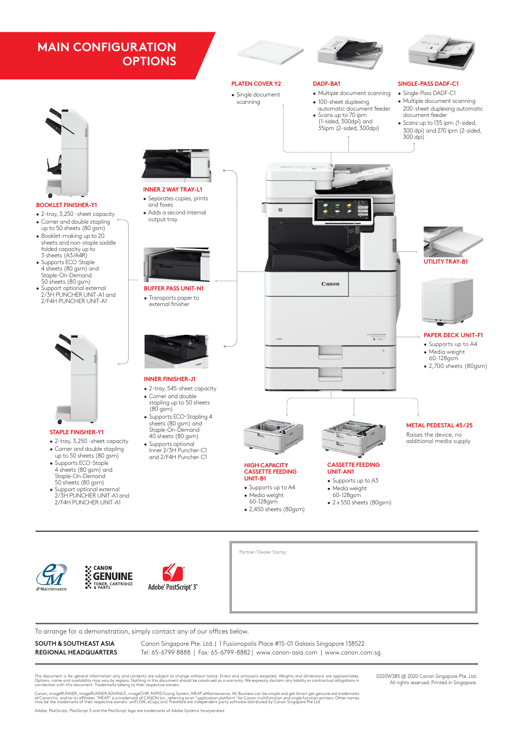# MAIN CONFIGURATION OPTIONS

### PLATEN COVER Y2

- Single document scanning

### DADF-BA1

- Multiple document scanning
- 100-sheet duplexing automatic document feeder
- Scans up to 70 ipm (1-sided, 300dpi) and 35ipm (2-sided, 300dpi)

### SINGLE-PASS DADF-C1

- Single-Pass DADF-C1
- Multiple document scanning 200-sheet duplexing automatic document feeder
- Scans up to 135 ipm (1-sided, 300 dpi) and 270 ipm (2-sided, 300 dpi)

### BOOKLET FINISHER-Y1

- 2-tray, 3,250 -sheet capacity
- Corner and double stapling up to 50 sheets (80 gsm)
- Booklet-making up to 20 sheets and non-staple saddle folded capacity up to 3 sheets (A3/A4R)
- Supports ECO-Staple 4 sheets (80 gsm) and Staple-On-Demand 50 sheets (80 gsm)
- Support optional external 2/3H PUNCHER UNIT-A1 and 2/F4H PUNCHER UNIT-A1

### INNER 2 WAY TRAY-L1

- Separates copies, prints and faxes
- Adds a second internal output tray

### BUFFER PASS UNIT-N1

- Transports paper to external finisher

### STAPLE FINISHER-Y1

- 2-tray, 3,250 -sheet capacity
- Corner and double stapling up to 50 sheets (80 gsm)
- Supports ECO-Staple 4 sheets (80 gsm) and Staple-On-Demand 50 sheets (80 gsm)
- Support optional external 2/3H PUNCHER UNIT-A1 and 2/F4H PUNCHER UNIT-A1

### INNER FINISHER-J1

- 2-tray, 545-sheet capacity
- Corner and double stapling up to 50 sheets (80 gsm)
- Supports ECO-Stapling 4 sheets (80 gsm) and Staple-On-Demand 40 sheets (80 gsm)
- Supports optional Inner 2/3H Puncher-C1 and 2/F4H Puncher-C1

### UTILITY TRAY-B1

### PAPER DECK UNIT-F1

- Supports up to A4
- Media weight 60-128gsm
- 2,700 sheets (80gsm)

### HIGH CAPACITY CASSETTE FEEDING UNIT-B1

- Supports up to A4
- Media weight 60-128gsm
- 2,450 sheets (80gsm)

### CASSETTE FEEDING UNIT-AN1

- Supports up to A3
- Media weight 60-128gsm
- 2 x 550 sheets (80gsm)

### METAL PEDESTAL 45/25

Raises the device, no additional media supply

eMaintenance | CANON GENUINE TONER, CARTRIDGE & PARTS | Adobe PostScript 3

Partner / Dealer Stamp

To arrange for a demonstration, simply contact any of our offices below.

**SOUTH & SOUTHEAST ASIA REGIONAL HEADQUARTERS**

Canon Singapore Pte. Ltd. | 1 Fusionopolis Place #15-01 Galaxis Singapore 138522
Tel: 65-6799 8888 | Fax: 65-6799-8882 | www.canon-asia.com | www.canon.com.sg

This document is for general information only and contents are subject to change without notice. Errors and omissions excepted. Weights and dimensions are approximates. Options, name and availability may vary by regions. Nothing in this document should be construed as a warranty. We expressly disclaim any liability or contractual obligations in connection with this document. Trademarks belong to their respective owners.

0220W385 @ 2020 Canon Singapore Pte. Ltd. All rights reserved. Printed in Singapore.

Canon, imageRUNNER, imageRUNNER ADVANCE, imageCHIP, RAPID Fusing System, MEAP, eMaintenance, iW, Business can be simple and get Smart get genuine are trademarks of Canon Inc. and/or its affiliates. "MEAP" is a trademark of CANON Inc., referring to an "application platform" for Canon multifunction and single function printers. Other names may be the trademarks of their respective owners. uniFLOW, eCopy and Therefore are independent party software distributed by Canon Singapore Pte Ltd.

Adobe, PostScript, PostScript 3 and the PostScript logo are trademarks of Adobe Systems Incorporated